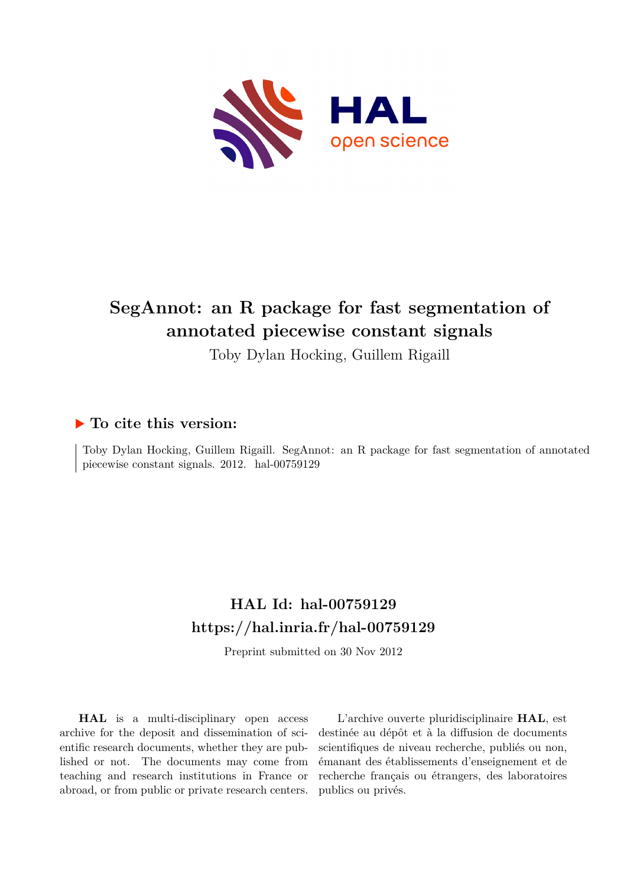# SegAnnot: an R package for fast segmentation of annotated piecewise constant signals

Toby Dylan Hocking, Guillem Rigaill

## ▶ To cite this version:

Toby Dylan Hocking, Guillem Rigaill. SegAnnot: an R package for fast segmentation of annotated piecewise constant signals. 2012. hal-00759129

## HAL Id: hal-00759129
## https://hal.inria.fr/hal-00759129

Preprint submitted on 30 Nov 2012

**HAL** is a multi-disciplinary open access archive for the deposit and dissemination of scientific research documents, whether they are published or not. The documents may come from teaching and research institutions in France or abroad, or from public or private research centers.

L'archive ouverte pluridisciplinaire **HAL**, est destinée au dépôt et à la diffusion de documents scientifiques de niveau recherche, publiés ou non, émanant des établissements d'enseignement et de recherche français ou étrangers, des laboratoires publics ou privés.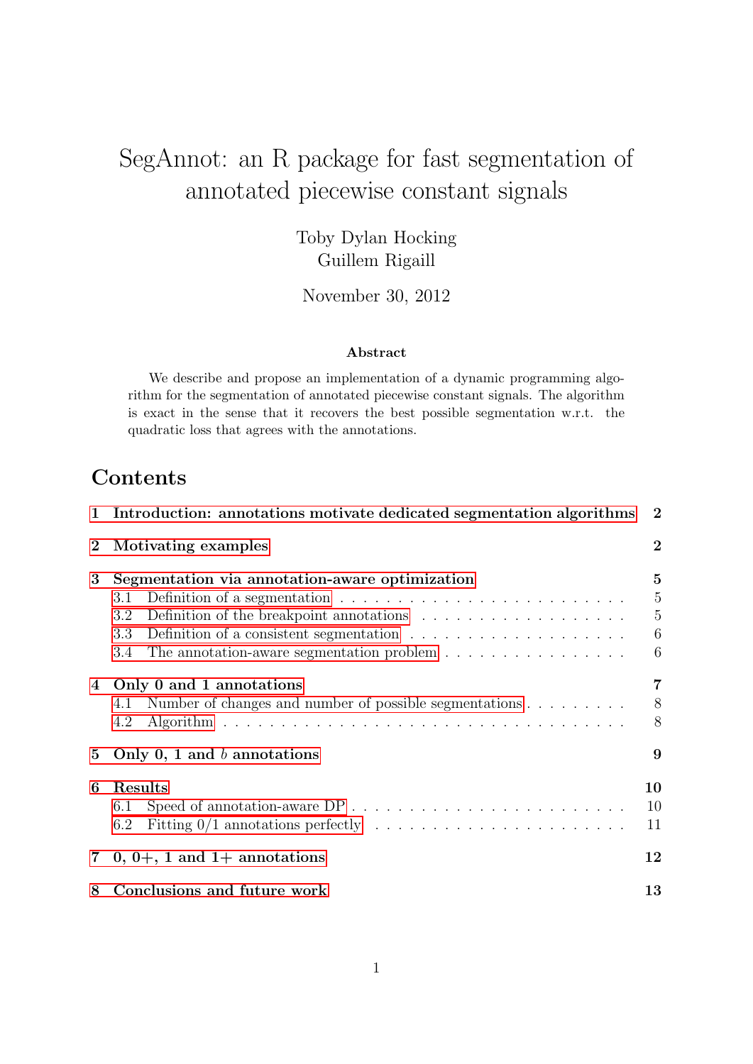# SegAnnot: an R package for fast segmentation of annotated piecewise constant signals

Toby Dylan Hocking
Guillem Rigaill

November 30, 2012

**Abstract**

We describe and propose an implementation of a dynamic programming algorithm for the segmentation of annotated piecewise constant signals. The algorithm is exact in the sense that it recovers the best possible segmentation w.r.t. the quadratic loss that agrees with the annotations.

## Contents

- **1 Introduction: annotations motivate dedicated segmentation algorithms** — 2
- **2 Motivating examples** — 2
- **3 Segmentation via annotation-aware optimization** — 5
  - 3.1 Definition of a segmentation — 5
  - 3.2 Definition of the breakpoint annotations — 5
  - 3.3 Definition of a consistent segmentation — 6
  - 3.4 The annotation-aware segmentation problem — 6
- **4 Only 0 and 1 annotations** — 7
  - 4.1 Number of changes and number of possible segmentations — 8
  - 4.2 Algorithm — 8
- **5 Only 0, 1 and $b$ annotations** — 9
- **6 Results** — 10
  - 6.1 Speed of annotation-aware DP — 10
  - 6.2 Fitting 0/1 annotations perfectly — 11
- **7 0, 0+, 1 and 1+ annotations** — 12
- **8 Conclusions and future work** — 13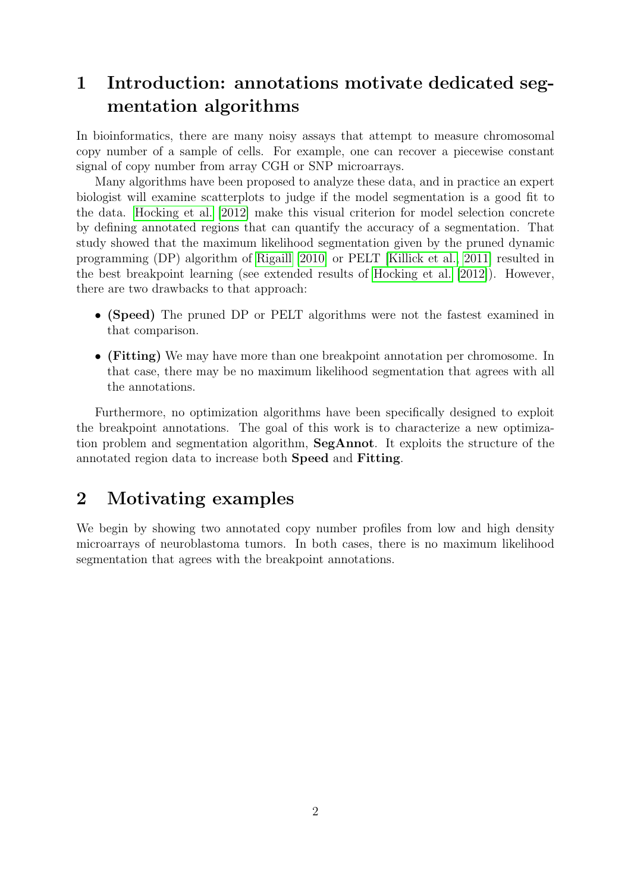# 1 Introduction: annotations motivate dedicated segmentation algorithms

In bioinformatics, there are many noisy assays that attempt to measure chromosomal copy number of a sample of cells. For example, one can recover a piecewise constant signal of copy number from array CGH or SNP microarrays.

Many algorithms have been proposed to analyze these data, and in practice an expert biologist will examine scatterplots to judge if the model segmentation is a good fit to the data. Hocking et al. [2012] make this visual criterion for model selection concrete by defining annotated regions that can quantify the accuracy of a segmentation. That study showed that the maximum likelihood segmentation given by the pruned dynamic programming (DP) algorithm of Rigaill [2010] or PELT [Killick et al., 2011] resulted in the best breakpoint learning (see extended results of Hocking et al. [2012]). However, there are two drawbacks to that approach:

- **(Speed)** The pruned DP or PELT algorithms were not the fastest examined in that comparison.
- **(Fitting)** We may have more than one breakpoint annotation per chromosome. In that case, there may be no maximum likelihood segmentation that agrees with all the annotations.

Furthermore, no optimization algorithms have been specifically designed to exploit the breakpoint annotations. The goal of this work is to characterize a new optimization problem and segmentation algorithm, **SegAnnot**. It exploits the structure of the annotated region data to increase both **Speed** and **Fitting**.

# 2 Motivating examples

We begin by showing two annotated copy number profiles from low and high density microarrays of neuroblastoma tumors. In both cases, there is no maximum likelihood segmentation that agrees with the breakpoint annotations.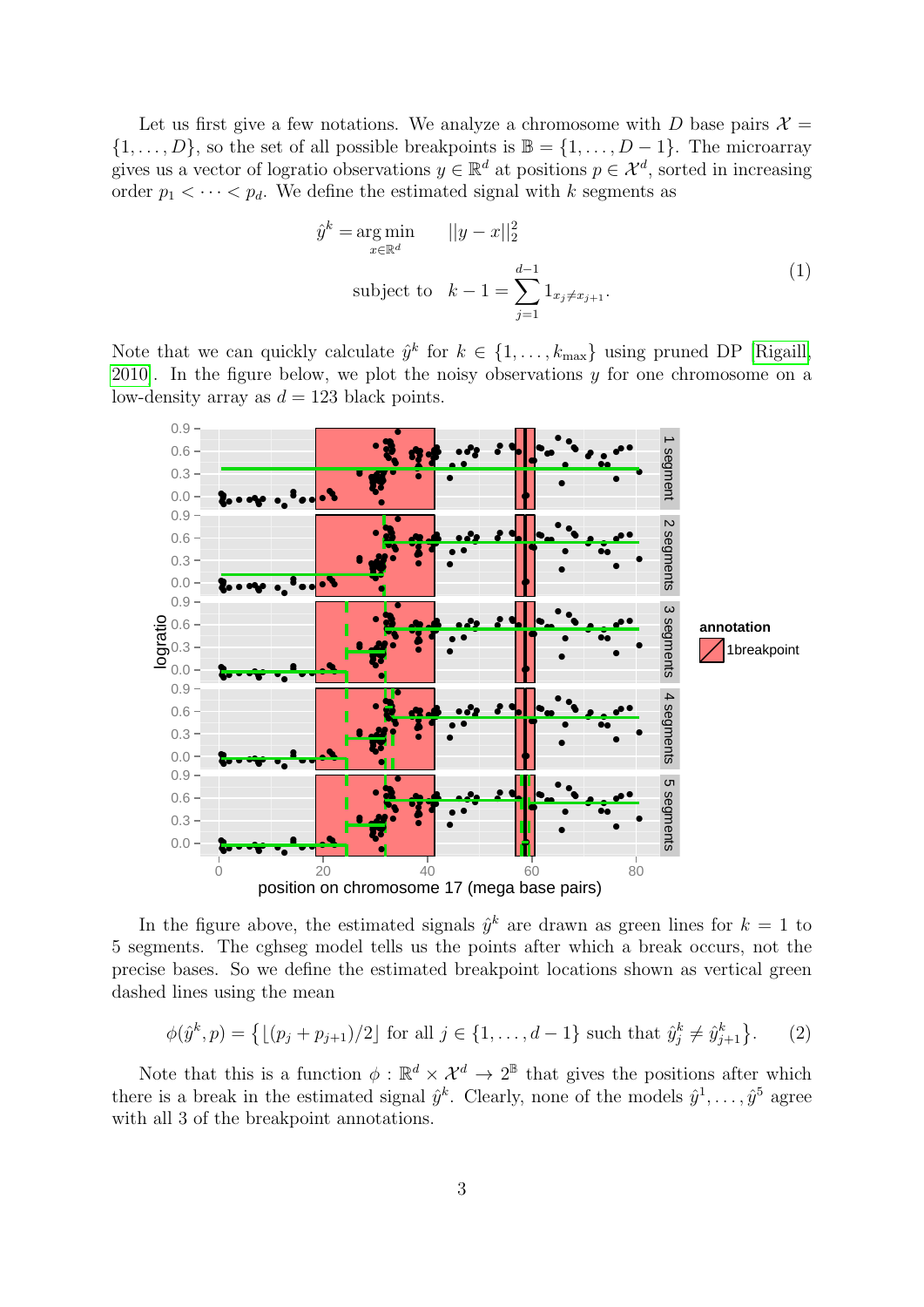Let us first give a few notations. We analyze a chromosome with $D$ base pairs $\mathcal{X} = \{1, \dots, D\}$, so the set of all possible breakpoints is $\mathbb{B} = \{1, \dots, D-1\}$. The microarray gives us a vector of logratio observations $y \in \mathbb{R}^d$ at positions $p \in \mathcal{X}^d$, sorted in increasing order $p_1 < \cdots < p_d$. We define the estimated signal with $k$ segments as

$$
\begin{aligned}
\hat{y}^k = & \operatorname*{arg\,min}_{x \in \mathbb{R}^d} \quad ||y - x||_2^2 \\
& \text{subject to} \quad k - 1 = \sum_{j=1}^{d-1} 1_{x_j \neq x_{j+1}}.
\end{aligned} \tag{1}
$$

Note that we can quickly calculate $\hat{y}^k$ for $k \in \{1, \dots, k_{\max}\}$ using pruned DP [Rigaill, 2010]. In the figure below, we plot the noisy observations $y$ for one chromosome on a low-density array as $d = 123$ black points.

0.9
0.6
0.3
0.0
logratio
1 segment
2 segments
3 segments
4 segments
5 segments
0
20
40
60
80
position on chromosome 17 (mega base pairs)
annotation
1breakpoint

In the figure above, the estimated signals $\hat{y}^k$ are drawn as green lines for $k = 1$ to 5 segments. The cghseg model tells us the points after which a break occurs, not the precise bases. So we define the estimated breakpoint locations shown as vertical green dashed lines using the mean

$$
\phi(\hat{y}^k, p) = \left\{ \lfloor (p_j + p_{j+1})/2 \rfloor \text{ for all } j \in \{1, \dots, d-1\} \text{ such that } \hat{y}^k_j \neq \hat{y}^k_{j+1} \right\}. \tag{2}
$$

Note that this is a function $\phi : \mathbb{R}^d \times \mathcal{X}^d \to 2^{\mathbb{B}}$ that gives the positions after which there is a break in the estimated signal $\hat{y}^k$. Clearly, none of the models $\hat{y}^1, \dots, \hat{y}^5$ agree with all 3 of the breakpoint annotations.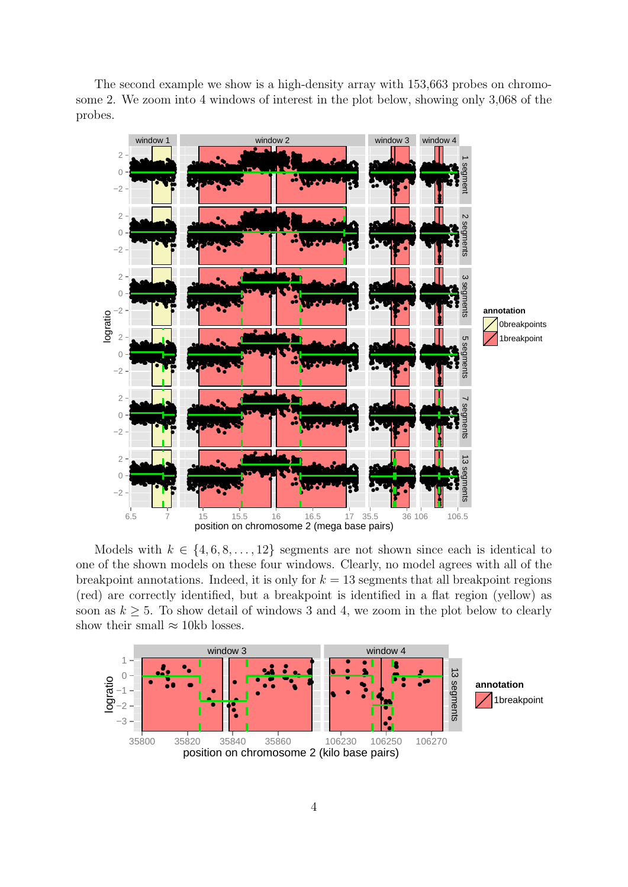The second example we show is a high-density array with 153,663 probes on chromosome 2. We zoom into 4 windows of interest in the plot below, showing only 3,068 of the probes.

window 1
window 2
window 3
window 4
1 segment
2 segments
3 segments
5 segments
7 segments
13 segments
logratio
2
0
−2
annotation
0breakpoints
1breakpoint
6.5
7
15
15.5
16
16.5
17
35.5
36
106
106.5
position on chromosome 2 (mega base pairs)

Models with $k \in \{4, 6, 8, \dots, 12\}$ segments are not shown since each is identical to one of the shown models on these four windows. Clearly, no model agrees with all of the breakpoint annotations. Indeed, it is only for $k = 13$ segments that all breakpoint regions (red) are correctly identified, but a breakpoint is identified in a flat region (yellow) as soon as $k \geq 5$. To show detail of windows 3 and 4, we zoom in the plot below to clearly show their small $\approx$ 10kb losses.

window 3
window 4
13 segments
logratio
1
0
−1
−2
−3
annotation
1breakpoint
35800
35820
35840
35860
106230
106250
106270
position on chromosome 2 (kilo base pairs)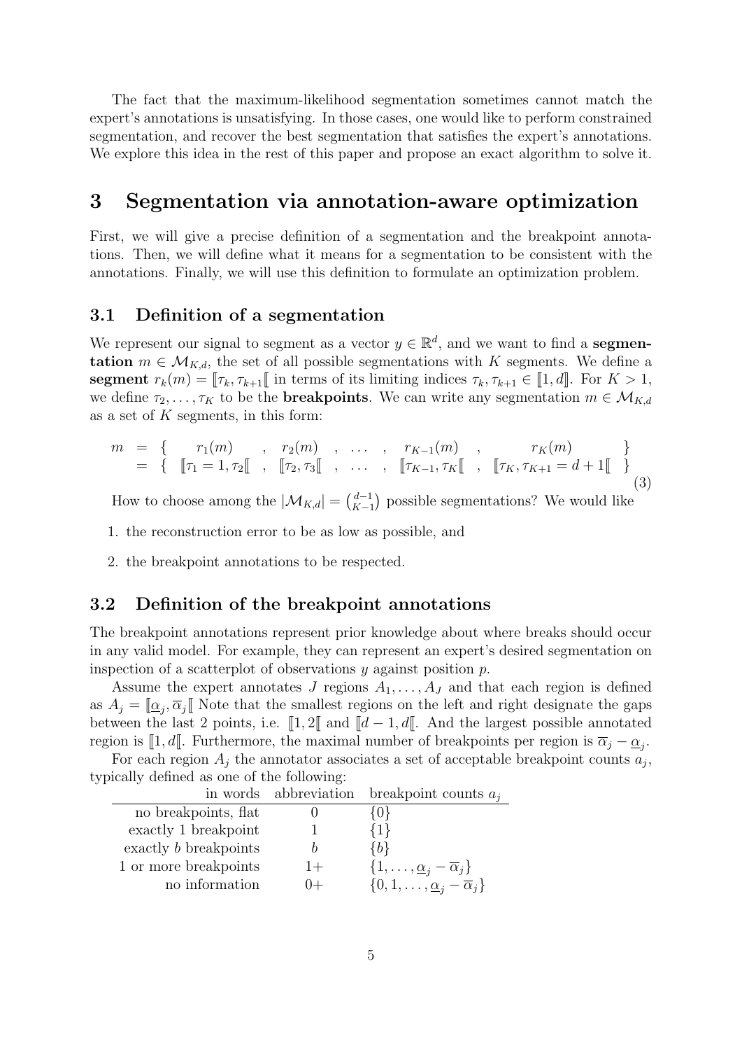The fact that the maximum-likelihood segmentation sometimes cannot match the expert's annotations is unsatisfying. In those cases, one would like to perform constrained segmentation, and recover the best segmentation that satisfies the expert's annotations. We explore this idea in the rest of this paper and propose an exact algorithm to solve it.

# 3 Segmentation via annotation-aware optimization

First, we will give a precise definition of a segmentation and the breakpoint annotations. Then, we will define what it means for a segmentation to be consistent with the annotations. Finally, we will use this definition to formulate an optimization problem.

## 3.1 Definition of a segmentation

We represent our signal to segment as a vector $y \in \mathbb{R}^d$, and we want to find a **segmentation** $m \in \mathcal{M}_{K,d}$, the set of all possible segmentations with $K$ segments. We define a **segment** $r_k(m) = [\![\tau_k, \tau_{k+1}[\![$ in terms of its limiting indices $\tau_k, \tau_{k+1} \in [\![1, d]\!]$. For $K > 1$, we define $\tau_2, \ldots, \tau_K$ to be the **breakpoints**. We can write any segmentation $m \in \mathcal{M}_{K,d}$ as a set of $K$ segments, in this form:

$$
\begin{array}{rcllllllll}
m & = & \{ & r_1(m) & , & r_2(m) & , \ \ldots \ , & r_{K-1}(m) & , & r_K(m) \quad \} \\
 & = & \{ & [\![\tau_1 = 1, \tau_2[\![ & , & [\![\tau_2, \tau_3[\![ & , \ \ldots \ , & [\![\tau_{K-1}, \tau_K[\![ & , & [\![\tau_K, \tau_{K+1} = d+1[\![ \quad \}
\end{array}
\tag{3}
$$

How to choose among the $|\mathcal{M}_{K,d}| = \binom{d-1}{K-1}$ possible segmentations? We would like

1. the reconstruction error to be as low as possible, and
2. the breakpoint annotations to be respected.

## 3.2 Definition of the breakpoint annotations

The breakpoint annotations represent prior knowledge about where breaks should occur in any valid model. For example, they can represent an expert's desired segmentation on inspection of a scatterplot of observations $y$ against position $p$.

Assume the expert annotates $J$ regions $A_1, \ldots, A_J$ and that each region is defined as $A_j = [\![\underline{\alpha}_j, \overline{\alpha}_j[\![$ Note that the smallest regions on the left and right designate the gaps between the last 2 points, i.e. $[\![1, 2[\![$ and $[\![d-1, d[\![$. And the largest possible annotated region is $[\![1, d[\![$. Furthermore, the maximal number of breakpoints per region is $\overline{\alpha}_j - \underline{\alpha}_j$.

For each region $A_j$ the annotator associates a set of acceptable breakpoint counts $a_j$, typically defined as one of the following:

| in words | abbreviation | breakpoint counts $a_j$ |
|---|---|---|
| no breakpoints, flat | 0 | $\{0\}$ |
| exactly 1 breakpoint | 1 | $\{1\}$ |
| exactly $b$ breakpoints | $b$ | $\{b\}$ |
| 1 or more breakpoints | 1+ | $\{1, \ldots, \underline{\alpha}_j - \overline{\alpha}_j\}$ |
| no information | 0+ | $\{0, 1, \ldots, \underline{\alpha}_j - \overline{\alpha}_j\}$ |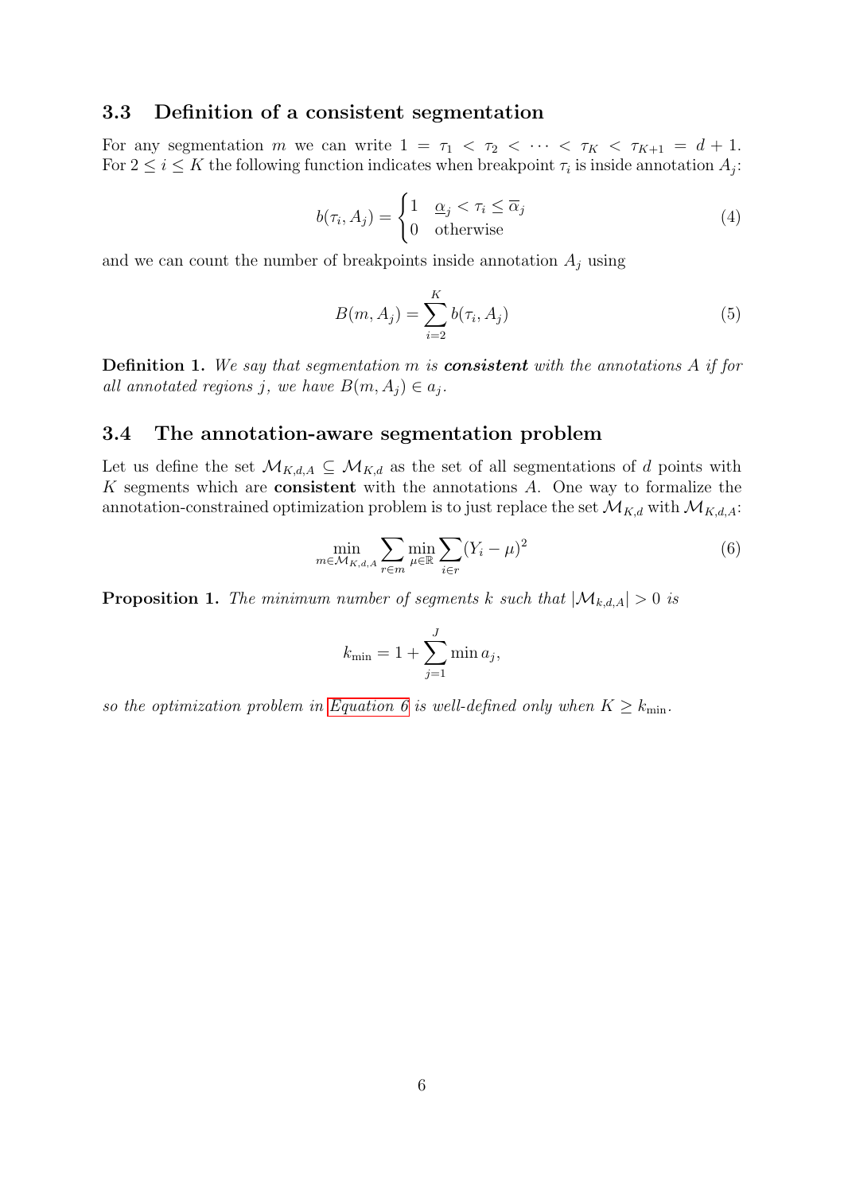### 3.3 Definition of a consistent segmentation

For any segmentation $m$ we can write $1 = \tau_1 < \tau_2 < \cdots < \tau_K < \tau_{K+1} = d + 1$. For $2 \leq i \leq K$ the following function indicates when breakpoint $\tau_i$ is inside annotation $A_j$:

$$b(\tau_i, A_j) = \begin{cases} 1 & \underline{\alpha}_j < \tau_i \leq \overline{\alpha}_j \\ 0 & \text{otherwise} \end{cases} \tag{4}$$

and we can count the number of breakpoints inside annotation $A_j$ using

$$B(m, A_j) = \sum_{i=2}^{K} b(\tau_i, A_j) \tag{5}$$

**Definition 1.** *We say that segmentation $m$ is **consistent** with the annotations $A$ if for all annotated regions $j$, we have $B(m, A_j) \in a_j$.*

### 3.4 The annotation-aware segmentation problem

Let us define the set $\mathcal{M}_{K,d,A} \subseteq \mathcal{M}_{K,d}$ as the set of all segmentations of $d$ points with $K$ segments which are **consistent** with the annotations $A$. One way to formalize the annotation-constrained optimization problem is to just replace the set $\mathcal{M}_{K,d}$ with $\mathcal{M}_{K,d,A}$:

$$\min_{m \in \mathcal{M}_{K,d,A}} \sum_{r \in m} \min_{\mu \in \mathbb{R}} \sum_{i \in r} (Y_i - \mu)^2 \tag{6}$$

**Proposition 1.** *The minimum number of segments $k$ such that $|\mathcal{M}_{k,d,A}| > 0$ is*

$$k_{\min} = 1 + \sum_{j=1}^{J} \min a_j,$$

*so the optimization problem in Equation 6 is well-defined only when $K \geq k_{\min}$.*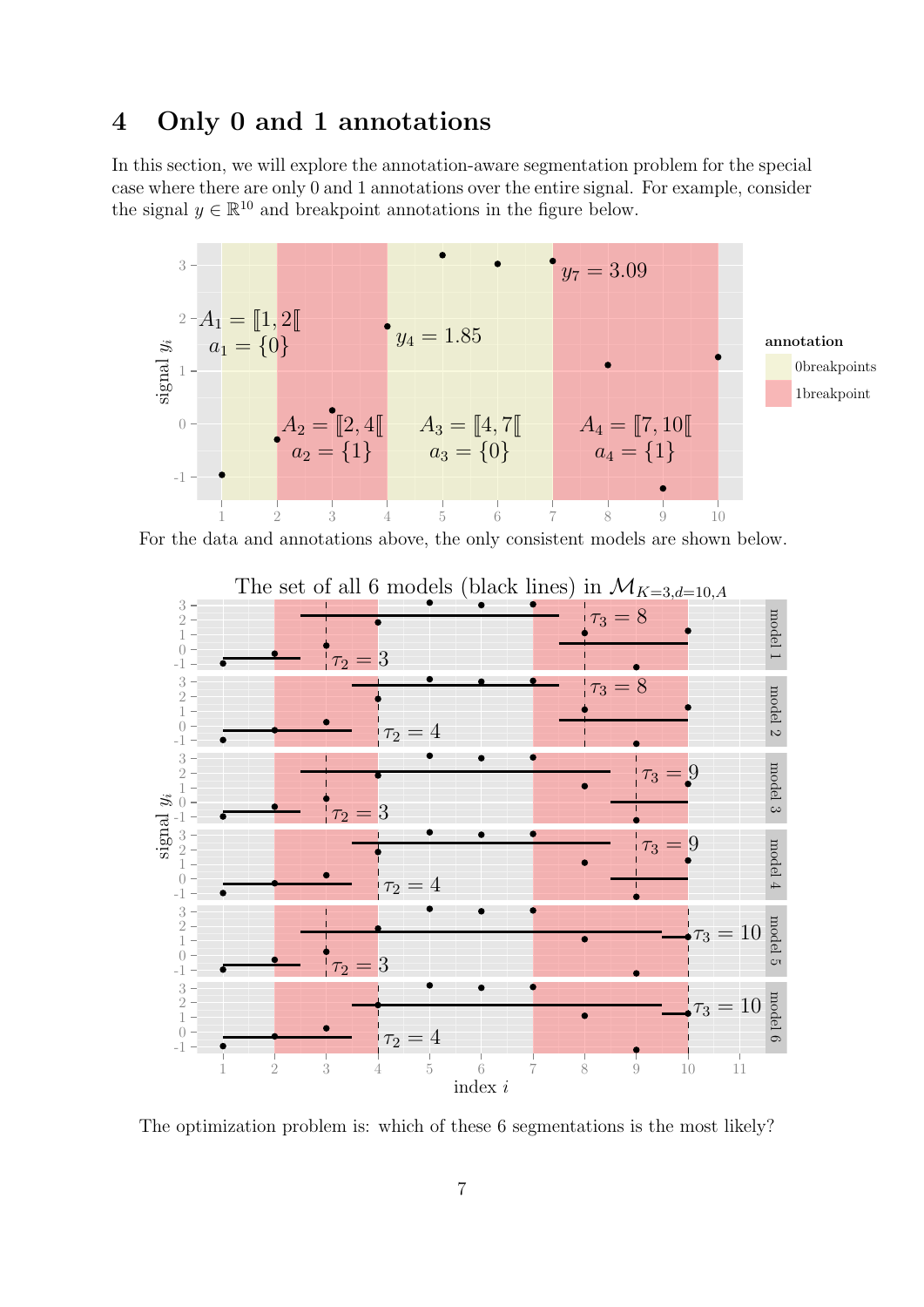## 4 Only 0 and 1 annotations

In this section, we will explore the annotation-aware segmentation problem for the special case where there are only 0 and 1 annotations over the entire signal. For example, consider the signal $y \in \mathbb{R}^{10}$ and breakpoint annotations in the figure below.

signal $y_i$

$A_1 = [\![1, 2[\![$
$a_1 = \{0\}$

$A_2 = [\![2, 4[\![$
$a_2 = \{1\}$

$y_4 = 1.85$

$A_3 = [\![4, 7[\![$
$a_3 = \{0\}$

$y_7 = 3.09$

$A_4 = [\![7, 10[\![$
$a_4 = \{1\}$

annotation
0breakpoints
1breakpoint

For the data and annotations above, the only consistent models are shown below.

The set of all 6 models (black lines) in $\mathcal{M}_{K=3,d=10,A}$

model 1: $\tau_2 = 3$, $\tau_3 = 8$
model 2: $\tau_2 = 4$, $\tau_3 = 8$
model 3: $\tau_2 = 3$, $\tau_3 = 9$
model 4: $\tau_2 = 4$, $\tau_3 = 9$
model 5: $\tau_2 = 3$, $\tau_3 = 10$
model 6: $\tau_2 = 4$, $\tau_3 = 10$

signal $y_i$

index $i$

The optimization problem is: which of these 6 segmentations is the most likely?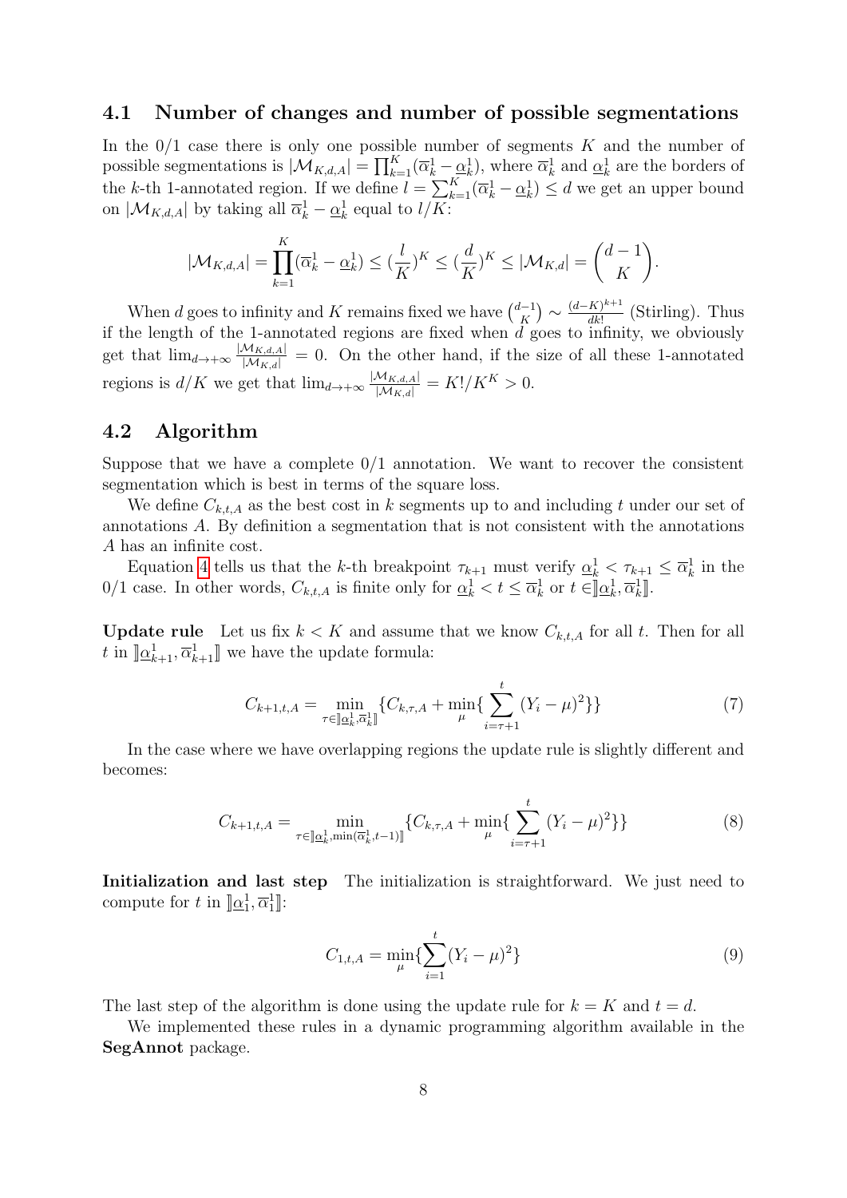### 4.1 Number of changes and number of possible segmentations

In the 0/1 case there is only one possible number of segments $K$ and the number of possible segmentations is $|\mathcal{M}_{K,d,A}| = \prod_{k=1}^{K}(\overline{\alpha}_k^1 - \underline{\alpha}_k^1)$, where $\overline{\alpha}_k^1$ and $\underline{\alpha}_k^1$ are the borders of the $k$-th 1-annotated region. If we define $l = \sum_{k=1}^{K}(\overline{\alpha}_k^1 - \underline{\alpha}_k^1) \leq d$ we get an upper bound on $|\mathcal{M}_{K,d,A}|$ by taking all $\overline{\alpha}_k^1 - \underline{\alpha}_k^1$ equal to $l/K$:

$$|\mathcal{M}_{K,d,A}| = \prod_{k=1}^{K}(\overline{\alpha}_k^1 - \underline{\alpha}_k^1) \leq (\frac{l}{K})^K \leq (\frac{d}{K})^K \leq |\mathcal{M}_{K,d}| = \binom{d-1}{K}.$$

When $d$ goes to infinity and $K$ remains fixed we have $\binom{d-1}{K} \sim \frac{(d-K)^{k+1}}{dk!}$ (Stirling). Thus if the length of the 1-annotated regions are fixed when $d$ goes to infinity, we obviously get that $\lim_{d\to+\infty} \frac{|\mathcal{M}_{K,d,A}|}{|\mathcal{M}_{K,d}|} = 0$. On the other hand, if the size of all these 1-annotated regions is $d/K$ we get that $\lim_{d\to+\infty} \frac{|\mathcal{M}_{K,d,A}|}{|\mathcal{M}_{K,d}|} = K!/K^K > 0$.

### 4.2 Algorithm

Suppose that we have a complete 0/1 annotation. We want to recover the consistent segmentation which is best in terms of the square loss.

We define $C_{k,t,A}$ as the best cost in $k$ segments up to and including $t$ under our set of annotations $A$. By definition a segmentation that is not consistent with the annotations $A$ has an infinite cost.

Equation 4 tells us that the $k$-th breakpoint $\tau_{k+1}$ must verify $\underline{\alpha}_k^1 < \tau_{k+1} \leq \overline{\alpha}_k^1$ in the 0/1 case. In other words, $C_{k,t,A}$ is finite only for $\underline{\alpha}_k^1 < t \leq \overline{\alpha}_k^1$ or $t \in ]\!]\underline{\alpha}_k^1, \overline{\alpha}_k^1]\!]$.

**Update rule** Let us fix $k < K$ and assume that we know $C_{k,t,A}$ for all $t$. Then for all $t$ in $]\!]\underline{\alpha}_{k+1}^1, \overline{\alpha}_{k+1}^1]\!]$ we have the update formula:

$$C_{k+1,t,A} = \min_{\tau \in ]\!]\underline{\alpha}_k^1, \overline{\alpha}_k^1]\!]} \{C_{k,\tau,A} + \min_{\mu}\{\sum_{i=\tau+1}^{t}(Y_i - \mu)^2\}\} \tag{7}$$

In the case where we have overlapping regions the update rule is slightly different and becomes:

$$C_{k+1,t,A} = \min_{\tau \in ]\!]\underline{\alpha}_k^1, \min(\overline{\alpha}_k^1, t-1)]\!]} \{C_{k,\tau,A} + \min_{\mu}\{\sum_{i=\tau+1}^{t}(Y_i - \mu)^2\}\} \tag{8}$$

**Initialization and last step** The initialization is straightforward. We just need to compute for $t$ in $]\!]\underline{\alpha}_1^1, \overline{\alpha}_1^1]\!]$:

$$C_{1,t,A} = \min_{\mu}\{\sum_{i=1}^{t}(Y_i - \mu)^2\} \tag{9}$$

The last step of the algorithm is done using the update rule for $k = K$ and $t = d$.

We implemented these rules in a dynamic programming algorithm available in the **SegAnnot** package.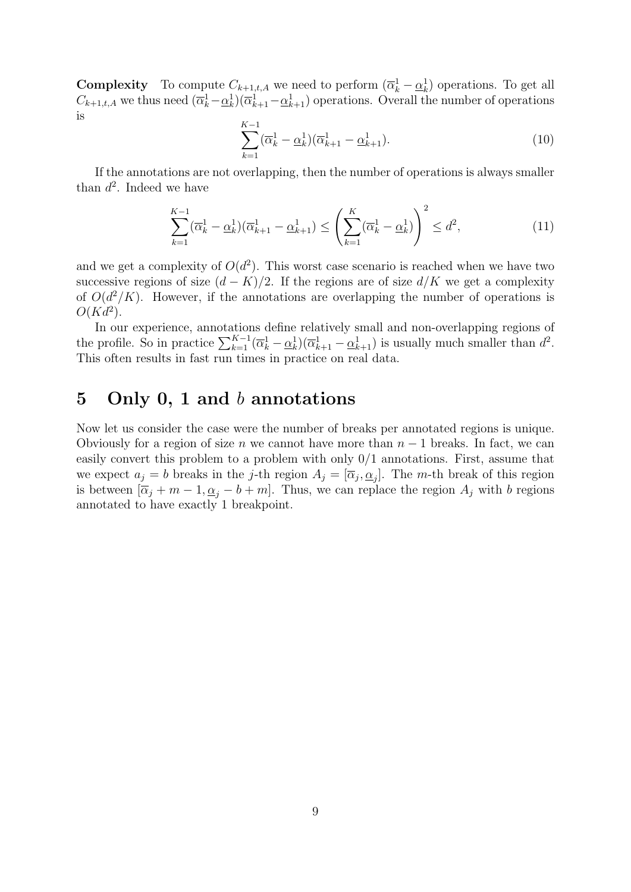**Complexity** To compute $C_{k+1,t,A}$ we need to perform $(\overline{\alpha}_k^1 - \underline{\alpha}_k^1)$ operations. To get all $C_{k+1,t,A}$ we thus need $(\overline{\alpha}_k^1 - \underline{\alpha}_k^1)(\overline{\alpha}_{k+1}^1 - \underline{\alpha}_{k+1}^1)$ operations. Overall the number of operations is

$$\sum_{k=1}^{K-1} (\overline{\alpha}_k^1 - \underline{\alpha}_k^1)(\overline{\alpha}_{k+1}^1 - \underline{\alpha}_{k+1}^1). \tag{10}$$

If the annotations are not overlapping, then the number of operations is always smaller than $d^2$. Indeed we have

$$\sum_{k=1}^{K-1} (\overline{\alpha}_k^1 - \underline{\alpha}_k^1)(\overline{\alpha}_{k+1}^1 - \underline{\alpha}_{k+1}^1) \leq \left( \sum_{k=1}^{K} (\overline{\alpha}_k^1 - \underline{\alpha}_k^1) \right)^2 \leq d^2, \tag{11}$$

and we get a complexity of $O(d^2)$. This worst case scenario is reached when we have two successive regions of size $(d-K)/2$. If the regions are of size $d/K$ we get a complexity of $O(d^2/K)$. However, if the annotations are overlapping the number of operations is $O(Kd^2)$.

In our experience, annotations define relatively small and non-overlapping regions of the profile. So in practice $\sum_{k=1}^{K-1} (\overline{\alpha}_k^1 - \underline{\alpha}_k^1)(\overline{\alpha}_{k+1}^1 - \underline{\alpha}_{k+1}^1)$ is usually much smaller than $d^2$. This often results in fast run times in practice on real data.

# 5 Only 0, 1 and $b$ annotations

Now let us consider the case were the number of breaks per annotated regions is unique. Obviously for a region of size $n$ we cannot have more than $n-1$ breaks. In fact, we can easily convert this problem to a problem with only 0/1 annotations. First, assume that we expect $a_j = b$ breaks in the $j$-th region $A_j = [\overline{\alpha}_j, \underline{\alpha}_j]$. The $m$-th break of this region is between $[\overline{\alpha}_j + m - 1, \underline{\alpha}_j - b + m]$. Thus, we can replace the region $A_j$ with $b$ regions annotated to have exactly 1 breakpoint.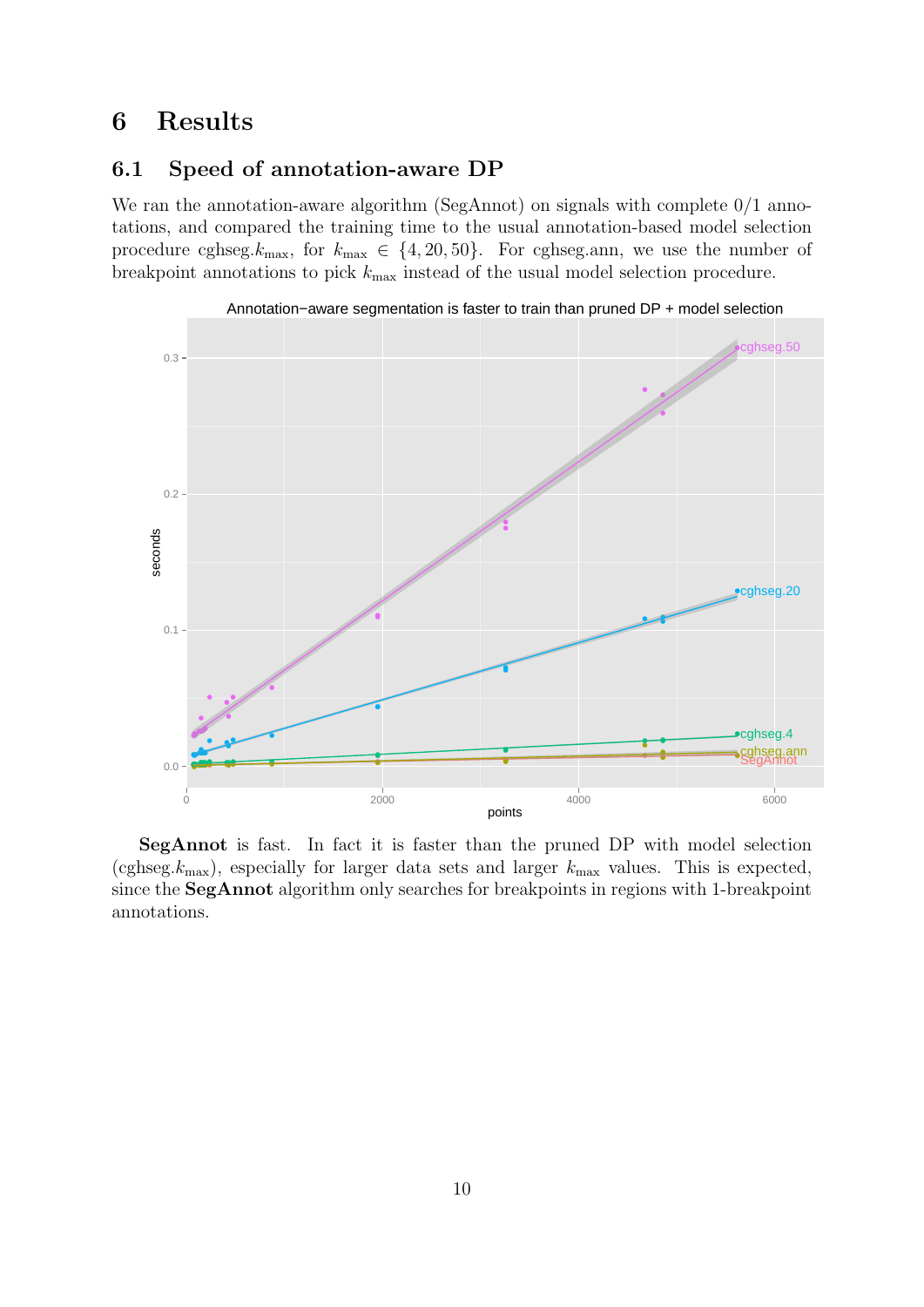# 6 Results

## 6.1 Speed of annotation-aware DP

We ran the annotation-aware algorithm (SegAnnot) on signals with complete 0/1 annotations, and compared the training time to the usual annotation-based model selection procedure cghseg.$k_{\max}$, for $k_{\max} \in \{4, 20, 50\}$. For cghseg.ann, we use the number of breakpoint annotations to pick $k_{\max}$ instead of the usual model selection procedure.

Annotation−aware segmentation is faster to train than pruned DP + model selection

seconds

0.3
0.2
0.1
0.0

points

0
2000
4000
6000

cghseg.50
cghseg.20
cghseg.4
cghseg.ann
SegAnnot

**SegAnnot** is fast. In fact it is faster than the pruned DP with model selection (cghseg.$k_{\max}$), especially for larger data sets and larger $k_{\max}$ values. This is expected, since the **SegAnnot** algorithm only searches for breakpoints in regions with 1-breakpoint annotations.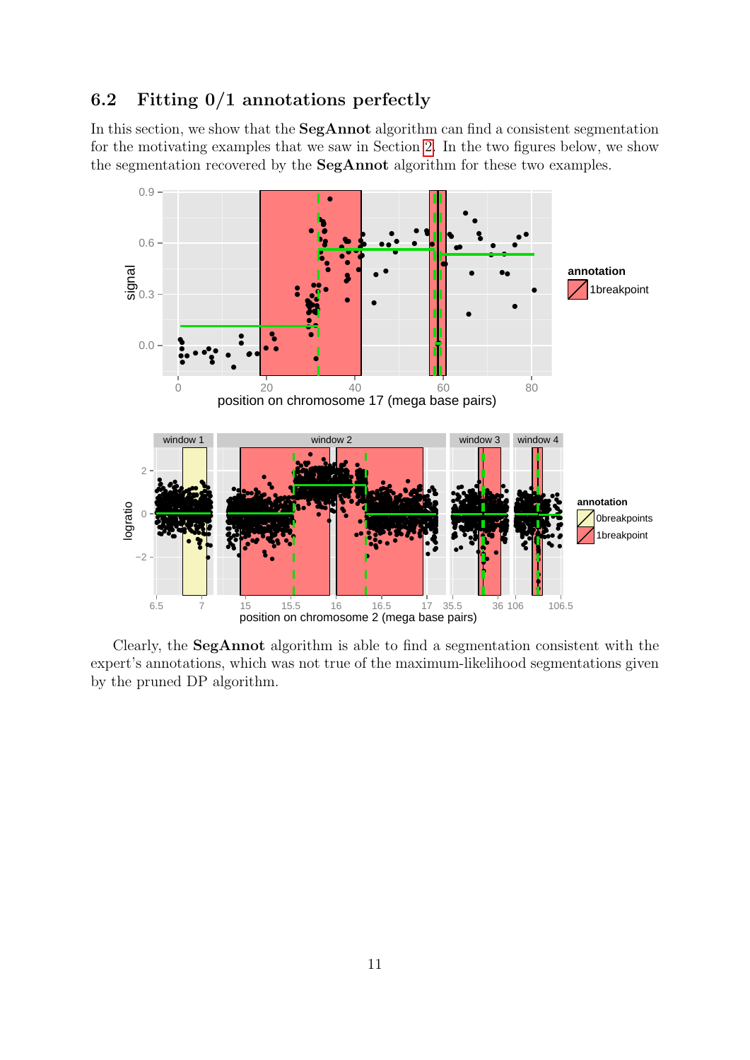## 6.2 Fitting 0/1 annotations perfectly

In this section, we show that the **SegAnnot** algorithm can find a consistent segmentation for the motivating examples that we saw in Section 2. In the two figures below, we show the segmentation recovered by the **SegAnnot** algorithm for these two examples.

signal
0.9
0.6
0.3
0.0
0
20
40
60
80
position on chromosome 17 (mega base pairs)
annotation
1breakpoint

window 1
window 2
window 3
window 4
logratio
2
0
−2
6.5
7
15
15.5
16
16.5
17
35.5
36
106
106.5
position on chromosome 2 (mega base pairs)
annotation
0breakpoints
1breakpoint

Clearly, the **SegAnnot** algorithm is able to find a segmentation consistent with the expert's annotations, which was not true of the maximum-likelihood segmentations given by the pruned DP algorithm.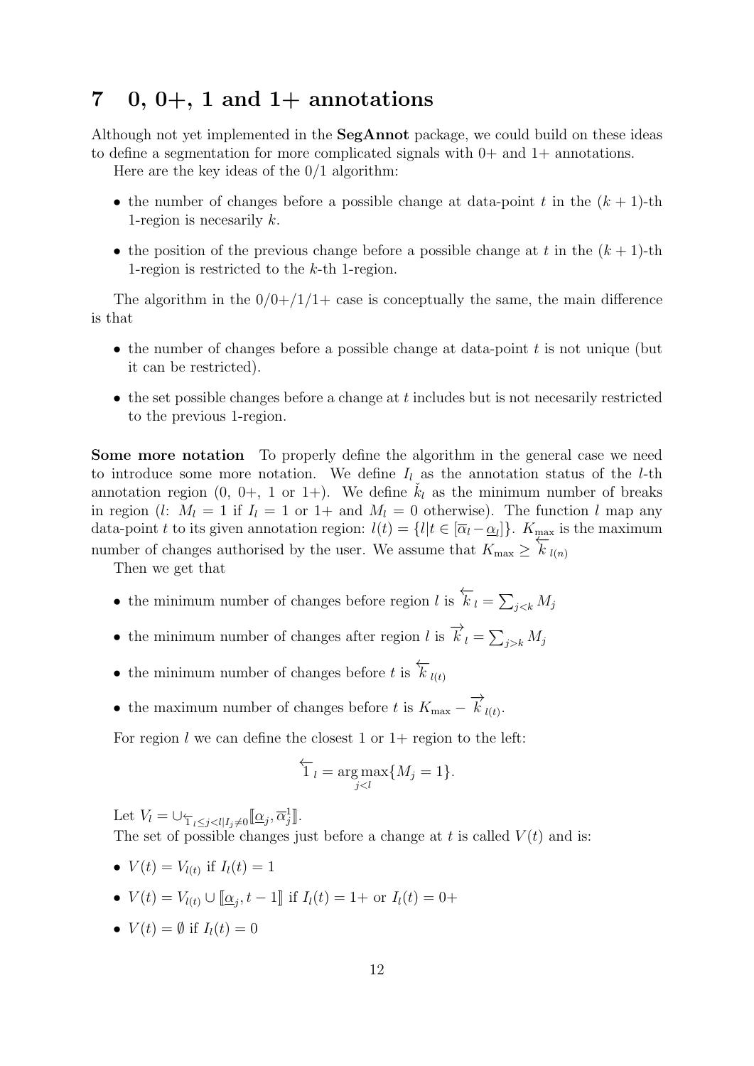## 7 0, 0+, 1 and 1+ annotations

Although not yet implemented in the **SegAnnot** package, we could build on these ideas to define a segmentation for more complicated signals with 0+ and 1+ annotations.

Here are the key ideas of the 0/1 algorithm:

- the number of changes before a possible change at data-point $t$ in the $(k+1)$-th 1-region is necesarily $k$.
- the position of the previous change before a possible change at $t$ in the $(k+1)$-th 1-region is restricted to the $k$-th 1-region.

The algorithm in the 0/0+/1/1+ case is conceptually the same, the main difference is that

- the number of changes before a possible change at data-point $t$ is not unique (but it can be restricted).
- the set possible changes before a change at $t$ includes but is not necesarily restricted to the previous 1-region.

**Some more notation** To properly define the algorithm in the general case we need to introduce some more notation. We define $I_l$ as the annotation status of the $l$-th annotation region (0, 0+, 1 or 1+). We define $\check{k}_l$ as the minimum number of breaks in region ($l$: $M_l = 1$ if $I_l = 1$ or 1+ and $M_l = 0$ otherwise). The function $l$ map any data-point $t$ to its given annotation region: $l(t) = \{l | t \in [\overline{\alpha}_l - \underline{\alpha}_l]\}$. $K_{\max}$ is the maximum number of changes authorised by the user. We assume that $K_{\max} \geq \overleftarrow{k}_{l(n)}$

Then we get that

- the minimum number of changes before region $l$ is $\overleftarrow{k}_l = \sum_{j<k} M_j$
- the minimum number of changes after region $l$ is $\overrightarrow{k}_l = \sum_{j>k} M_j$
- the minimum number of changes before $t$ is $\overleftarrow{k}_{l(t)}$
- the maximum number of changes before $t$ is $K_{\max} - \overrightarrow{k}_{l(t)}$.

For region $l$ we can define the closest 1 or 1+ region to the left:

$$\overleftarrow{1}_l = \underset{j<l}{\arg\max}\{M_j = 1\}.$$

Let $V_l = \cup_{\overleftarrow{1}_l \leq j < l | I_j \neq 0} [\![\underline{\alpha}_j, \overline{\alpha}_j^1]\!]$.

The set of possible changes just before a change at $t$ is called $V(t)$ and is:

- $V(t) = V_{l(t)}$ if $I_l(t) = 1$
- $V(t) = V_{l(t)} \cup [\![\underline{\alpha}_j, t-1]\!]$ if $I_l(t) = 1+$ or $I_l(t) = 0+$
- $V(t) = \emptyset$ if $I_l(t) = 0$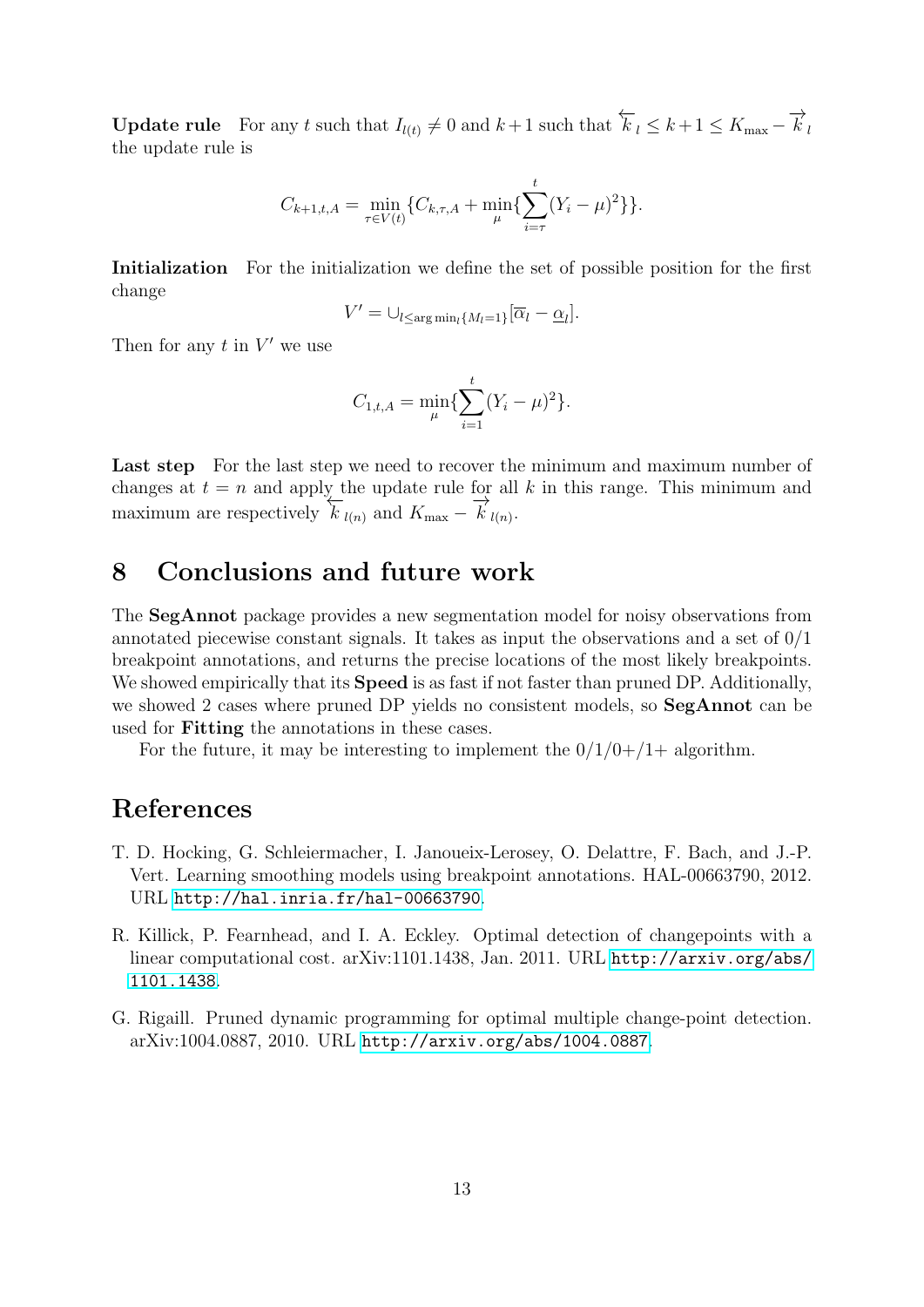**Update rule** For any $t$ such that $I_{l(t)} \neq 0$ and $k+1$ such that $\overleftarrow{k}_l \leq k+1 \leq K_{\max} - \overrightarrow{k}_l$ the update rule is

$$C_{k+1,t,A} = \min_{\tau \in V(t)} \{C_{k,\tau,A} + \min_{\mu} \{\sum_{i=\tau}^{t} (Y_i - \mu)^2\}\}.$$

**Initialization** For the initialization we define the set of possible position for the first change

$$V' = \cup_{l \leq \arg\min_l \{M_l = 1\}} [\overline{\alpha}_l - \underline{\alpha}_l].$$

Then for any $t$ in $V'$ we use

$$C_{1,t,A} = \min_{\mu} \{\sum_{i=1}^{t} (Y_i - \mu)^2\}.$$

**Last step** For the last step we need to recover the minimum and maximum number of changes at $t = n$ and apply the update rule for all $k$ in this range. This minimum and maximum are respectively $\overleftarrow{k}_{l(n)}$ and $K_{\max} - \overrightarrow{k}_{l(n)}$.

## 8 Conclusions and future work

The **SegAnnot** package provides a new segmentation model for noisy observations from annotated piecewise constant signals. It takes as input the observations and a set of 0/1 breakpoint annotations, and returns the precise locations of the most likely breakpoints. We showed empirically that its **Speed** is as fast if not faster than pruned DP. Additionally, we showed 2 cases where pruned DP yields no consistent models, so **SegAnnot** can be used for **Fitting** the annotations in these cases.

For the future, it may be interesting to implement the 0/1/0+/1+ algorithm.

## References

T. D. Hocking, G. Schleiermacher, I. Janoueix-Lerosey, O. Delattre, F. Bach, and J.-P. Vert. Learning smoothing models using breakpoint annotations. HAL-00663790, 2012. URL http://hal.inria.fr/hal-00663790.

R. Killick, P. Fearnhead, and I. A. Eckley. Optimal detection of changepoints with a linear computational cost. arXiv:1101.1438, Jan. 2011. URL http://arxiv.org/abs/1101.1438.

G. Rigaill. Pruned dynamic programming for optimal multiple change-point detection. arXiv:1004.0887, 2010. URL http://arxiv.org/abs/1004.0887.